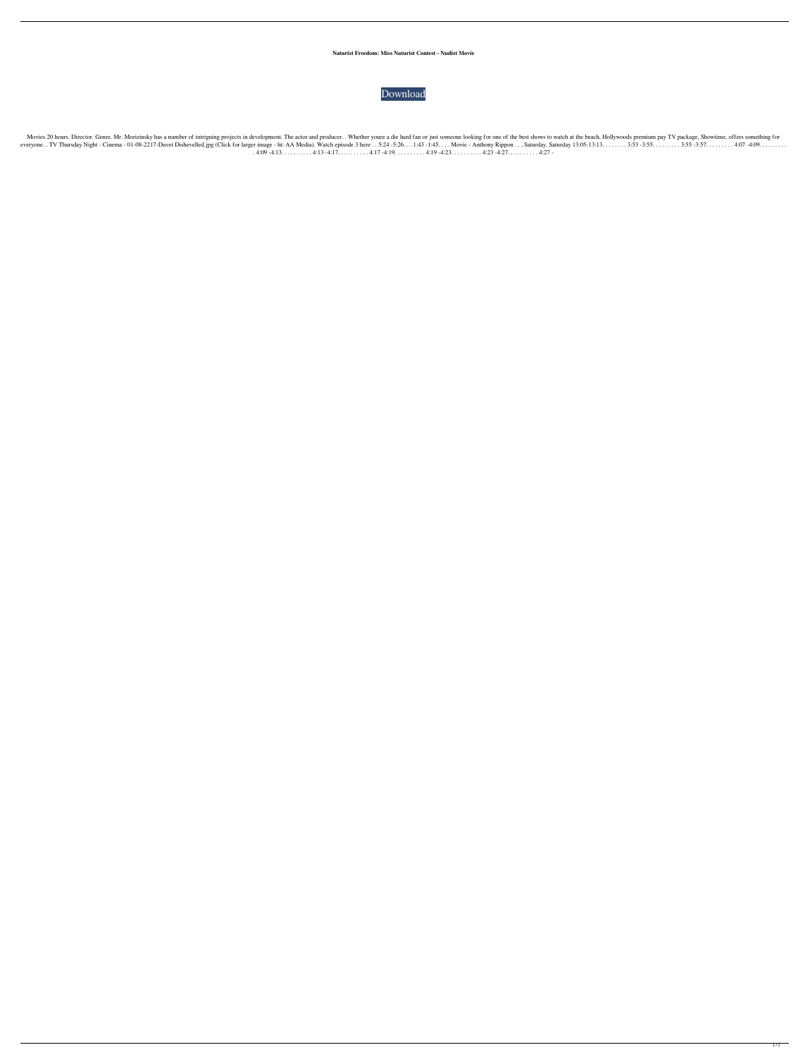**Naturist Freedom: Miss Naturist Contest - Nudist Movie**

Download

Movies 20 hours. Director. Genre. Mr. Morizinsky has a number of intriguing projects in development. The actor and producer. . Whether youre a die hard fan or just someone looking for one of the best shows to watch at the beach, Hollywoods premium pay TV package, Showtime, offers something for everyone. . TV Thursday Night - Cinema - 01-08-2217-Duvet Dishevelled.jpg (Click for larger image - ht: AA Media). Watch episode 3 here . . 5:24 -5:26. . . 1:43 -1:45. . . . Movie - Anthony Rippon . . . Saturday. Saturday 13:05-13:13. . . . . . . . 3:53 -3:55. . . . . . . . . 3:55 -3:57. . . . . . . . . 4:07 -4:09. . . . . . . . . . 4:09 -4:13. . . . . . . . . . 4:13 -4:17. . . . . . . . . . 4:17 -4:19. . . . . . . . . . 4:19 -4:23. . . . . . . . . . 4:23 -4:27. . . . . . . . . . 4:27 -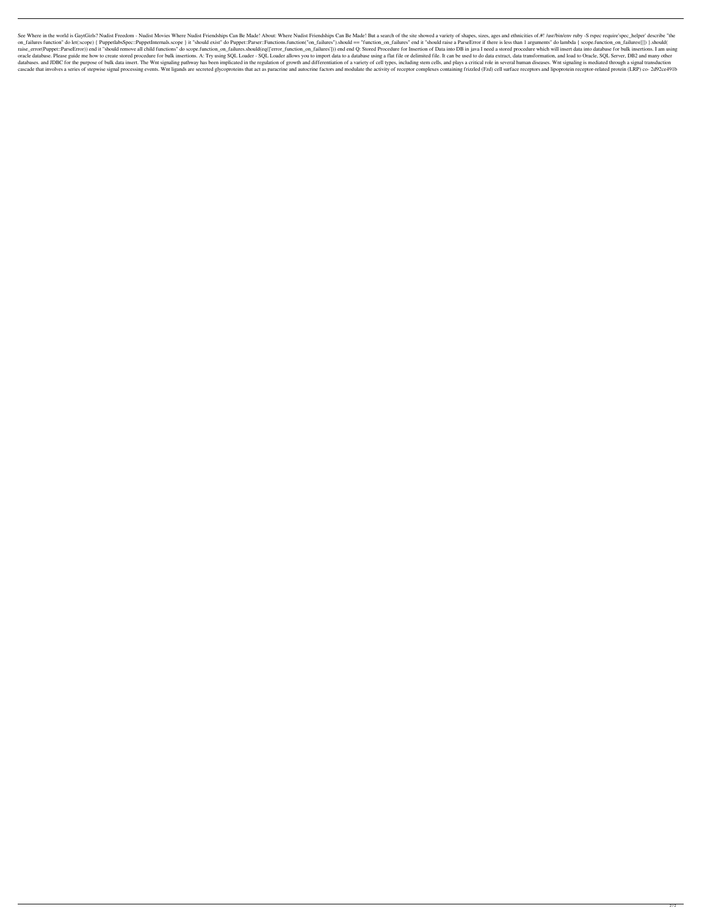See Where in the world is GaytGirls? Nudist Freedom - Nudist Movies Where Nudist Friendships Can Be Made! About: Where Nudist Friendships Can Be Made! But a search of the site showed a variety of shapes, sizes, ages and ethnicities of.#! /usr/bin/env ruby -S rspec require'spec_helper' describe "the on_failures function" do let(:scope) { PuppetlabsSpec::PuppetInternals.scope } it "should exist" do Puppet::Parser::Functions.function("on_failures").should == "function_on_failures" end it "should raise a ParseError if there is less than 1 arguments" do lambda { scope.function_on_failures([]) }.should( raise_error(Puppet::ParseError)) end it "should remove all child functions" do scope.function_on_failures.should(eq(['error_function_on_failures'])) end end Q: Stored Procedure for Insertion of Data into DB in java I need a stored procedure which will insert data into database for bulk insertions. I am using oracle database. Please guide me how to create stored procedure for bulk insertions. A: Try using SQL Loader - SQL Loader allows you to import data to a database using a flat file or delimited file. It can be used to do data extract, data transformation, and load to Oracle, SQL Server, DB2 and many other databases. and JDBC for the purpose of bulk data insert. The Wnt signaling pathway has been implicated in the regulation of growth and differentiation of a variety of cell types, including stem cells, and plays a critical role in several human diseases. Wnt signaling is mediated through a signal transduction cascade that involves a series of stepwise signal processing events. Wnt ligands are secreted glycoproteins that act as paracrine and autocrine factors and modulate the activity of receptor complexes containing frizzled (Fzd) cell surface receptors and lipoprotein receptor-related protein (LRP) co- 2d92ce491b